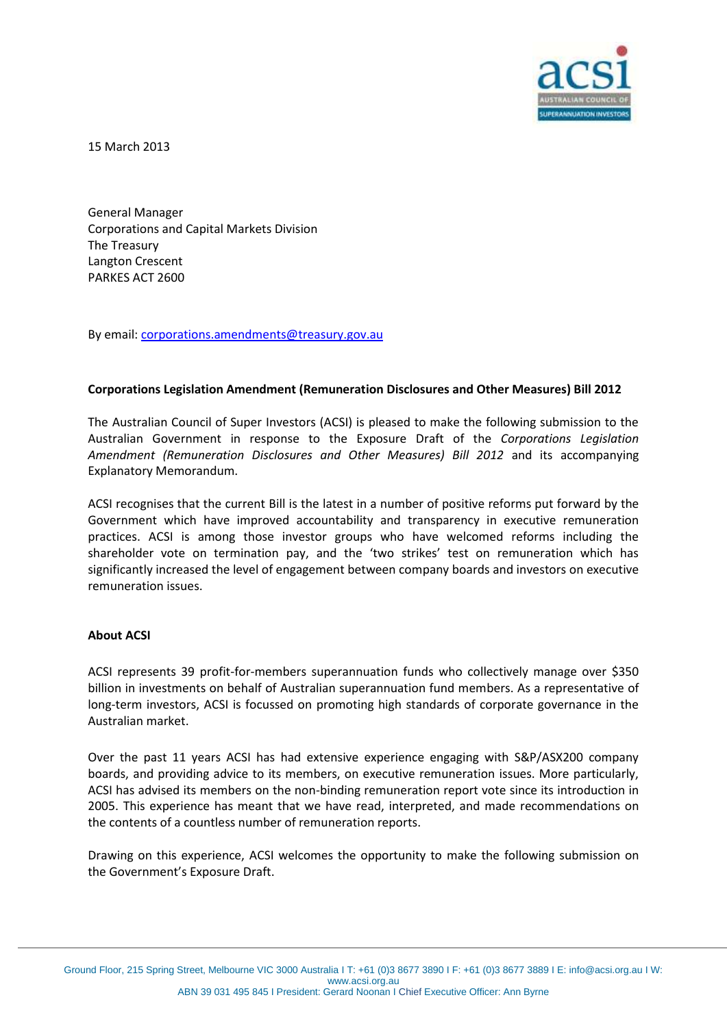15 March 2013

General Manager
Corporations and Capital Markets Division
The Treasury
Langton Crescent
PARKES ACT 2600

By email: corporations.amendments@treasury.gov.au

**Corporations Legislation Amendment (Remuneration Disclosures and Other Measures) Bill 2012**

The Australian Council of Super Investors (ACSI) is pleased to make the following submission to the Australian Government in response to the Exposure Draft of the *Corporations Legislation Amendment (Remuneration Disclosures and Other Measures) Bill 2012* and its accompanying Explanatory Memorandum.

ACSI recognises that the current Bill is the latest in a number of positive reforms put forward by the Government which have improved accountability and transparency in executive remuneration practices. ACSI is among those investor groups who have welcomed reforms including the shareholder vote on termination pay, and the 'two strikes' test on remuneration which has significantly increased the level of engagement between company boards and investors on executive remuneration issues.

**About ACSI**

ACSI represents 39 profit-for-members superannuation funds who collectively manage over $350 billion in investments on behalf of Australian superannuation fund members. As a representative of long-term investors, ACSI is focussed on promoting high standards of corporate governance in the Australian market.

Over the past 11 years ACSI has had extensive experience engaging with S&P/ASX200 company boards, and providing advice to its members, on executive remuneration issues. More particularly, ACSI has advised its members on the non-binding remuneration report vote since its introduction in 2005. This experience has meant that we have read, interpreted, and made recommendations on the contents of a countless number of remuneration reports.

Drawing on this experience, ACSI welcomes the opportunity to make the following submission on the Government's Exposure Draft.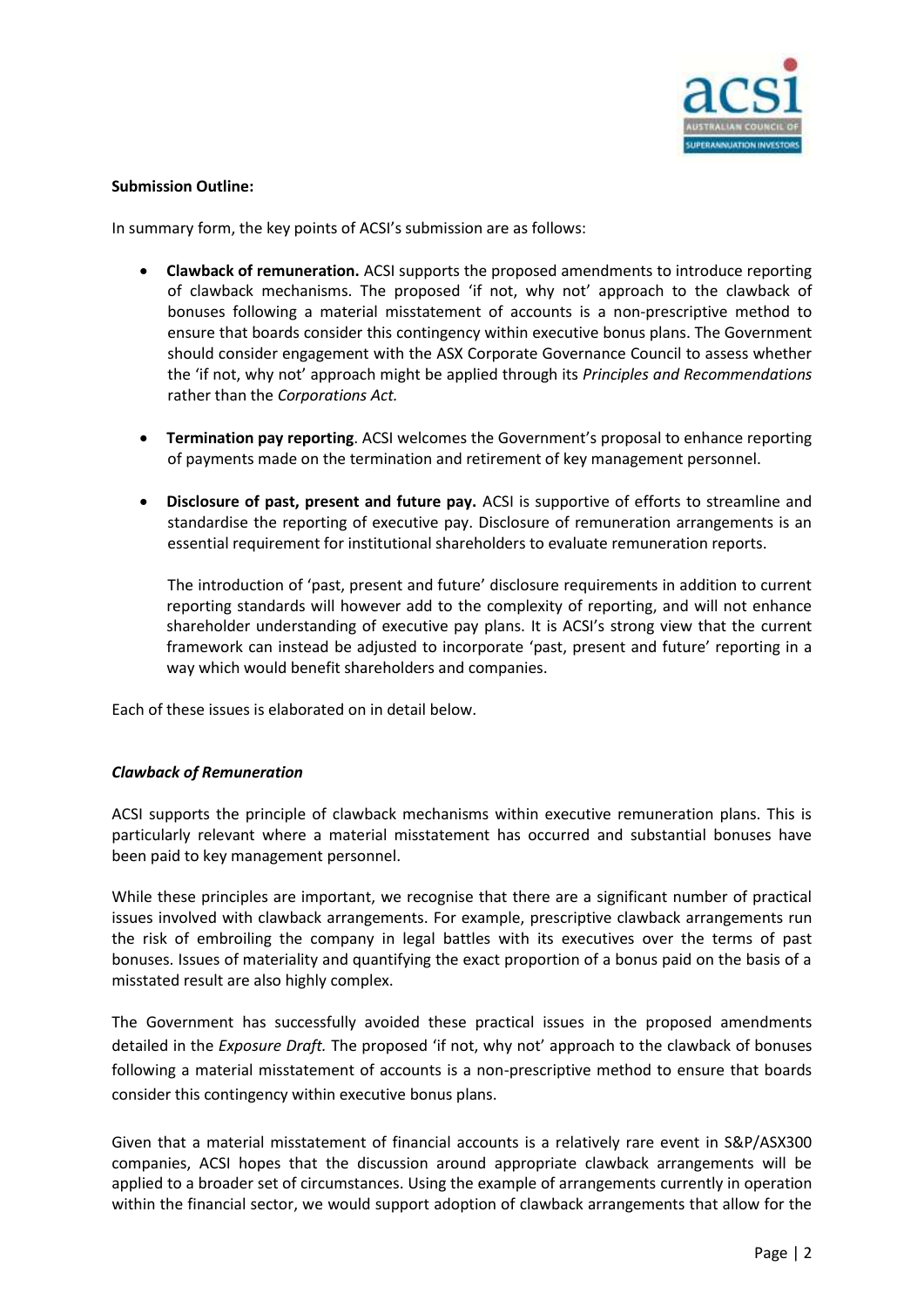**Submission Outline:**

In summary form, the key points of ACSI's submission are as follows:

- **Clawback of remuneration.** ACSI supports the proposed amendments to introduce reporting of clawback mechanisms. The proposed 'if not, why not' approach to the clawback of bonuses following a material misstatement of accounts is a non-prescriptive method to ensure that boards consider this contingency within executive bonus plans. The Government should consider engagement with the ASX Corporate Governance Council to assess whether the 'if not, why not' approach might be applied through its *Principles and Recommendations* rather than the *Corporations Act.*

- **Termination pay reporting**. ACSI welcomes the Government's proposal to enhance reporting of payments made on the termination and retirement of key management personnel.

- **Disclosure of past, present and future pay.** ACSI is supportive of efforts to streamline and standardise the reporting of executive pay. Disclosure of remuneration arrangements is an essential requirement for institutional shareholders to evaluate remuneration reports.

  The introduction of 'past, present and future' disclosure requirements in addition to current reporting standards will however add to the complexity of reporting, and will not enhance shareholder understanding of executive pay plans. It is ACSI's strong view that the current framework can instead be adjusted to incorporate 'past, present and future' reporting in a way which would benefit shareholders and companies.

Each of these issues is elaborated on in detail below.

***Clawback of Remuneration***

ACSI supports the principle of clawback mechanisms within executive remuneration plans. This is particularly relevant where a material misstatement has occurred and substantial bonuses have been paid to key management personnel.

While these principles are important, we recognise that there are a significant number of practical issues involved with clawback arrangements. For example, prescriptive clawback arrangements run the risk of embroiling the company in legal battles with its executives over the terms of past bonuses. Issues of materiality and quantifying the exact proportion of a bonus paid on the basis of a misstated result are also highly complex.

The Government has successfully avoided these practical issues in the proposed amendments detailed in the *Exposure Draft.* The proposed 'if not, why not' approach to the clawback of bonuses following a material misstatement of accounts is a non-prescriptive method to ensure that boards consider this contingency within executive bonus plans.

Given that a material misstatement of financial accounts is a relatively rare event in S&P/ASX300 companies, ACSI hopes that the discussion around appropriate clawback arrangements will be applied to a broader set of circumstances. Using the example of arrangements currently in operation within the financial sector, we would support adoption of clawback arrangements that allow for the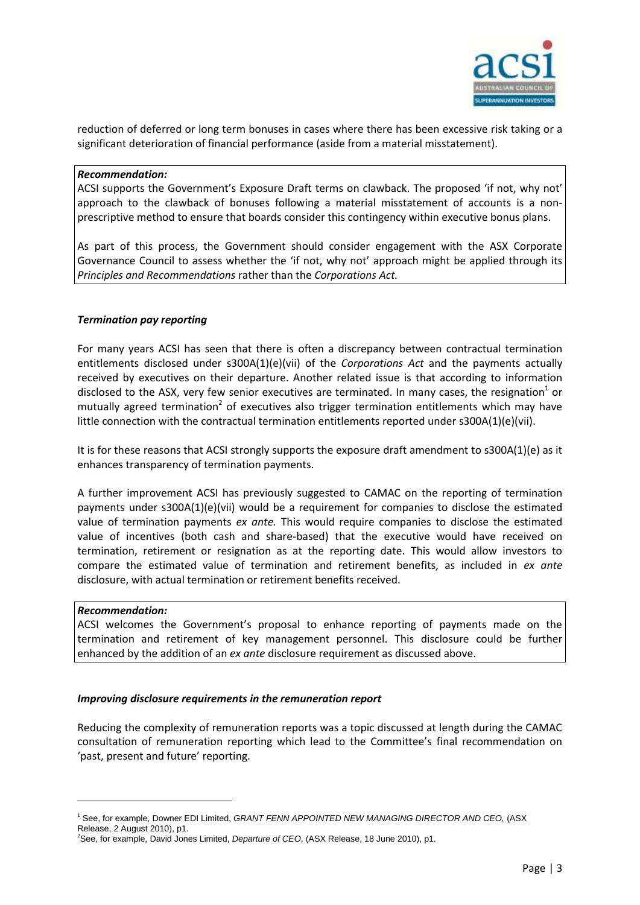reduction of deferred or long term bonuses in cases where there has been excessive risk taking or a significant deterioration of financial performance (aside from a material misstatement).

***Recommendation:***

ACSI supports the Government's Exposure Draft terms on clawback. The proposed 'if not, why not' approach to the clawback of bonuses following a material misstatement of accounts is a non-prescriptive method to ensure that boards consider this contingency within executive bonus plans.

As part of this process, the Government should consider engagement with the ASX Corporate Governance Council to assess whether the 'if not, why not' approach might be applied through its *Principles and Recommendations* rather than the *Corporations Act.*

### *Termination pay reporting*

For many years ACSI has seen that there is often a discrepancy between contractual termination entitlements disclosed under s300A(1)(e)(vii) of the *Corporations Act* and the payments actually received by executives on their departure. Another related issue is that according to information disclosed to the ASX, very few senior executives are terminated. In many cases, the resignation[1] or mutually agreed termination[2] of executives also trigger termination entitlements which may have little connection with the contractual termination entitlements reported under s300A(1)(e)(vii).

It is for these reasons that ACSI strongly supports the exposure draft amendment to s300A(1)(e) as it enhances transparency of termination payments.

A further improvement ACSI has previously suggested to CAMAC on the reporting of termination payments under s300A(1)(e)(vii) would be a requirement for companies to disclose the estimated value of termination payments *ex ante.* This would require companies to disclose the estimated value of incentives (both cash and share-based) that the executive would have received on termination, retirement or resignation as at the reporting date. This would allow investors to compare the estimated value of termination and retirement benefits, as included in *ex ante* disclosure, with actual termination or retirement benefits received.

***Recommendation:***

ACSI welcomes the Government's proposal to enhance reporting of payments made on the termination and retirement of key management personnel. This disclosure could be further enhanced by the addition of an *ex ante* disclosure requirement as discussed above.

### *Improving disclosure requirements in the remuneration report*

Reducing the complexity of remuneration reports was a topic discussed at length during the CAMAC consultation of remuneration reporting which lead to the Committee's final recommendation on 'past, present and future' reporting.

---

[1] See, for example, Downer EDI Limited, *GRANT FENN APPOINTED NEW MANAGING DIRECTOR AND CEO,* (ASX Release, 2 August 2010), p1.

[2] See, for example, David Jones Limited, *Departure of CEO*, (ASX Release, 18 June 2010), p1.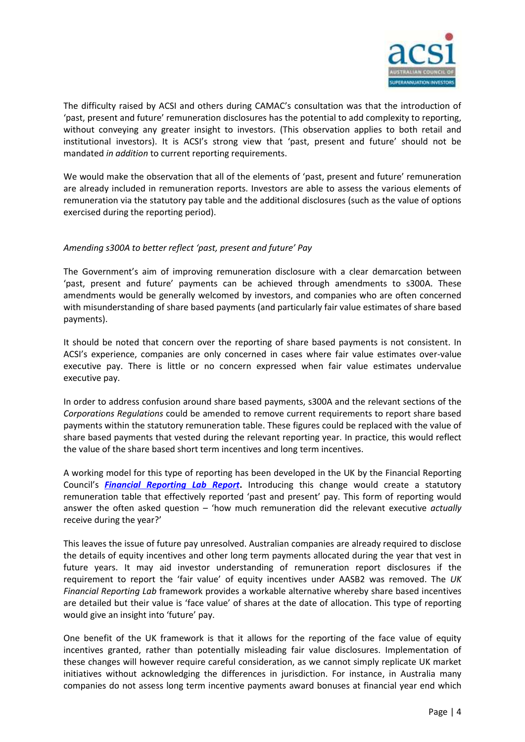The difficulty raised by ACSI and others during CAMAC's consultation was that the introduction of 'past, present and future' remuneration disclosures has the potential to add complexity to reporting, without conveying any greater insight to investors. (This observation applies to both retail and institutional investors). It is ACSI's strong view that 'past, present and future' should not be mandated *in addition* to current reporting requirements.

We would make the observation that all of the elements of 'past, present and future' remuneration are already included in remuneration reports. Investors are able to assess the various elements of remuneration via the statutory pay table and the additional disclosures (such as the value of options exercised during the reporting period).

*Amending s300A to better reflect 'past, present and future' Pay*

The Government's aim of improving remuneration disclosure with a clear demarcation between 'past, present and future' payments can be achieved through amendments to s300A. These amendments would be generally welcomed by investors, and companies who are often concerned with misunderstanding of share based payments (and particularly fair value estimates of share based payments).

It should be noted that concern over the reporting of share based payments is not consistent. In ACSI's experience, companies are only concerned in cases where fair value estimates over-value executive pay. There is little or no concern expressed when fair value estimates undervalue executive pay.

In order to address confusion around share based payments, s300A and the relevant sections of the *Corporations Regulations* could be amended to remove current requirements to report share based payments within the statutory remuneration table. These figures could be replaced with the value of share based payments that vested during the relevant reporting year. In practice, this would reflect the value of the share based short term incentives and long term incentives.

A working model for this type of reporting has been developed in the UK by the Financial Reporting Council's ***Financial Reporting Lab Report*****.** Introducing this change would create a statutory remuneration table that effectively reported 'past and present' pay. This form of reporting would answer the often asked question – 'how much remuneration did the relevant executive *actually* receive during the year?'

This leaves the issue of future pay unresolved. Australian companies are already required to disclose the details of equity incentives and other long term payments allocated during the year that vest in future years. It may aid investor understanding of remuneration report disclosures if the requirement to report the 'fair value' of equity incentives under AASB2 was removed. The *UK Financial Reporting Lab* framework provides a workable alternative whereby share based incentives are detailed but their value is 'face value' of shares at the date of allocation. This type of reporting would give an insight into 'future' pay.

One benefit of the UK framework is that it allows for the reporting of the face value of equity incentives granted, rather than potentially misleading fair value disclosures. Implementation of these changes will however require careful consideration, as we cannot simply replicate UK market initiatives without acknowledging the differences in jurisdiction. For instance, in Australia many companies do not assess long term incentive payments award bonuses at financial year end which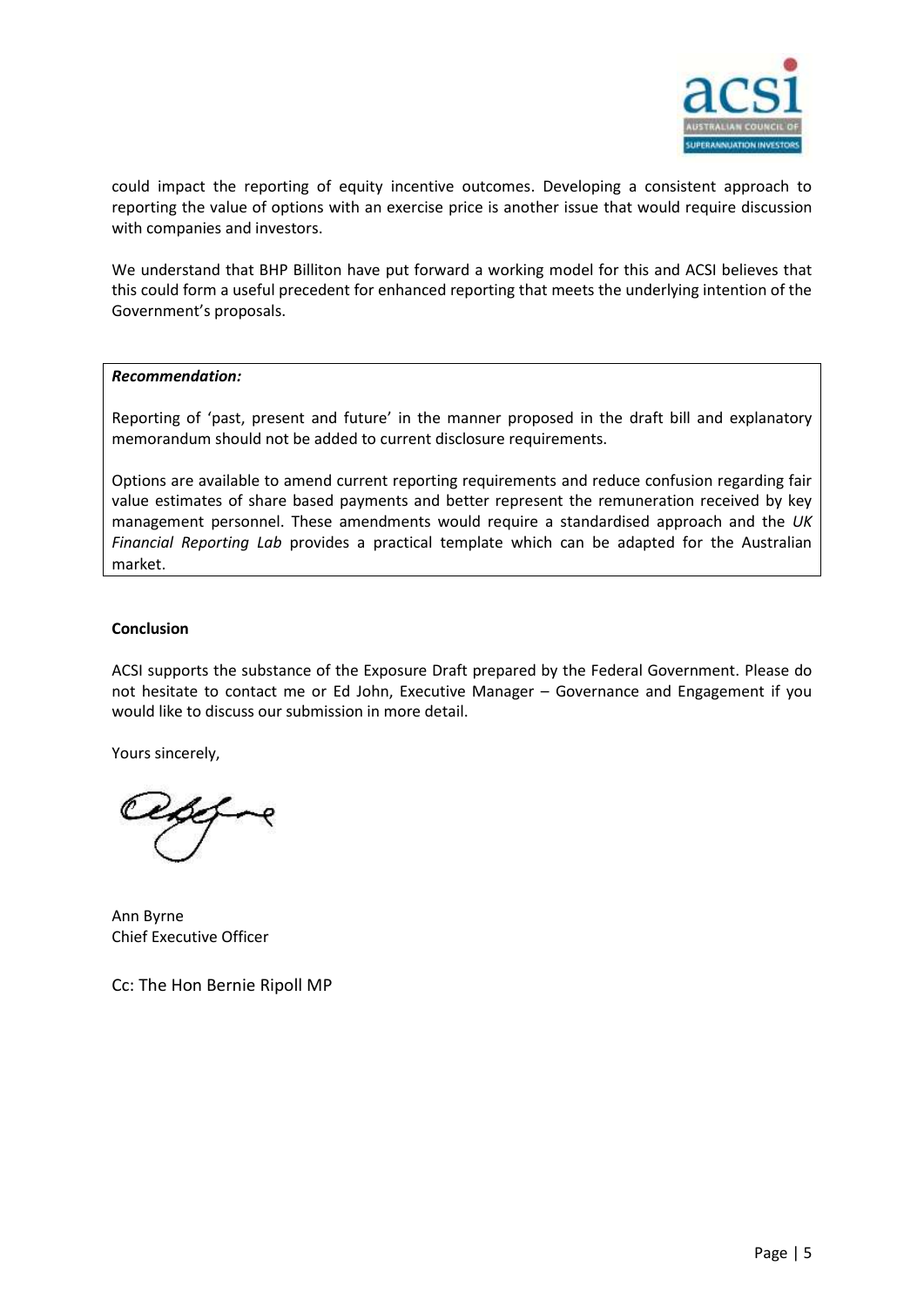could impact the reporting of equity incentive outcomes. Developing a consistent approach to reporting the value of options with an exercise price is another issue that would require discussion with companies and investors.

We understand that BHP Billiton have put forward a working model for this and ACSI believes that this could form a useful precedent for enhanced reporting that meets the underlying intention of the Government's proposals.

> ***Recommendation:***
>
> Reporting of 'past, present and future' in the manner proposed in the draft bill and explanatory memorandum should not be added to current disclosure requirements.
>
> Options are available to amend current reporting requirements and reduce confusion regarding fair value estimates of share based payments and better represent the remuneration received by key management personnel. These amendments would require a standardised approach and the *UK Financial Reporting Lab* provides a practical template which can be adapted for the Australian market.

**Conclusion**

ACSI supports the substance of the Exposure Draft prepared by the Federal Government. Please do not hesitate to contact me or Ed John, Executive Manager – Governance and Engagement if you would like to discuss our submission in more detail.

Yours sincerely,

Ann Byrne
Chief Executive Officer

Cc: The Hon Bernie Ripoll MP